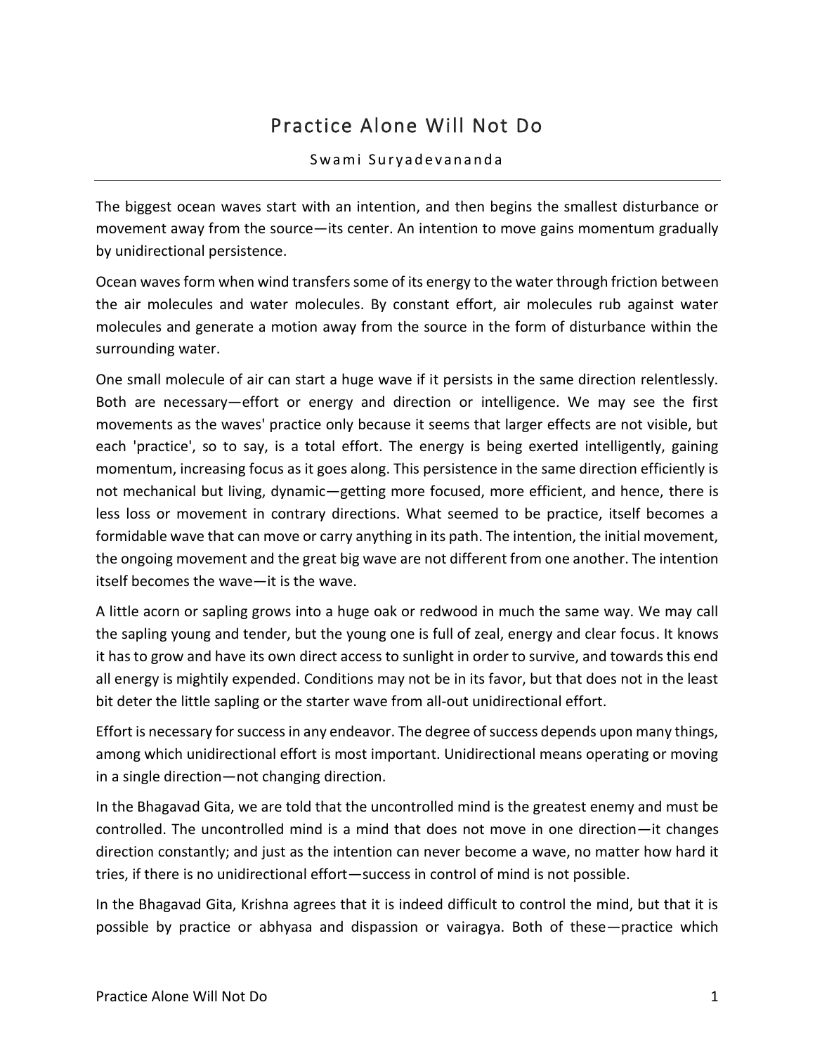# Practice Alone Will Not Do

Swami Suryadevananda

The biggest ocean waves start with an intention, and then begins the smallest disturbance or movement away from the source—its center. An intention to move gains momentum gradually by unidirectional persistence.

Ocean waves form when wind transfers some of its energy to the water through friction between the air molecules and water molecules. By constant effort, air molecules rub against water molecules and generate a motion away from the source in the form of disturbance within the surrounding water.

One small molecule of air can start a huge wave if it persists in the same direction relentlessly. Both are necessary—effort or energy and direction or intelligence. We may see the first movements as the waves' practice only because it seems that larger effects are not visible, but each 'practice', so to say, is a total effort. The energy is being exerted intelligently, gaining momentum, increasing focus as it goes along. This persistence in the same direction efficiently is not mechanical but living, dynamic—getting more focused, more efficient, and hence, there is less loss or movement in contrary directions. What seemed to be practice, itself becomes a formidable wave that can move or carry anything in its path. The intention, the initial movement, the ongoing movement and the great big wave are not different from one another. The intention itself becomes the wave—it is the wave.

A little acorn or sapling grows into a huge oak or redwood in much the same way. We may call the sapling young and tender, but the young one is full of zeal, energy and clear focus. It knows it has to grow and have its own direct access to sunlight in order to survive, and towards this end all energy is mightily expended. Conditions may not be in its favor, but that does not in the least bit deter the little sapling or the starter wave from all-out unidirectional effort.

Effort is necessary for success in any endeavor. The degree of success depends upon many things, among which unidirectional effort is most important. Unidirectional means operating or moving in a single direction—not changing direction.

In the Bhagavad Gita, we are told that the uncontrolled mind is the greatest enemy and must be controlled. The uncontrolled mind is a mind that does not move in one direction—it changes direction constantly; and just as the intention can never become a wave, no matter how hard it tries, if there is no unidirectional effort—success in control of mind is not possible.

In the Bhagavad Gita, Krishna agrees that it is indeed difficult to control the mind, but that it is possible by practice or abhyasa and dispassion or vairagya. Both of these—practice which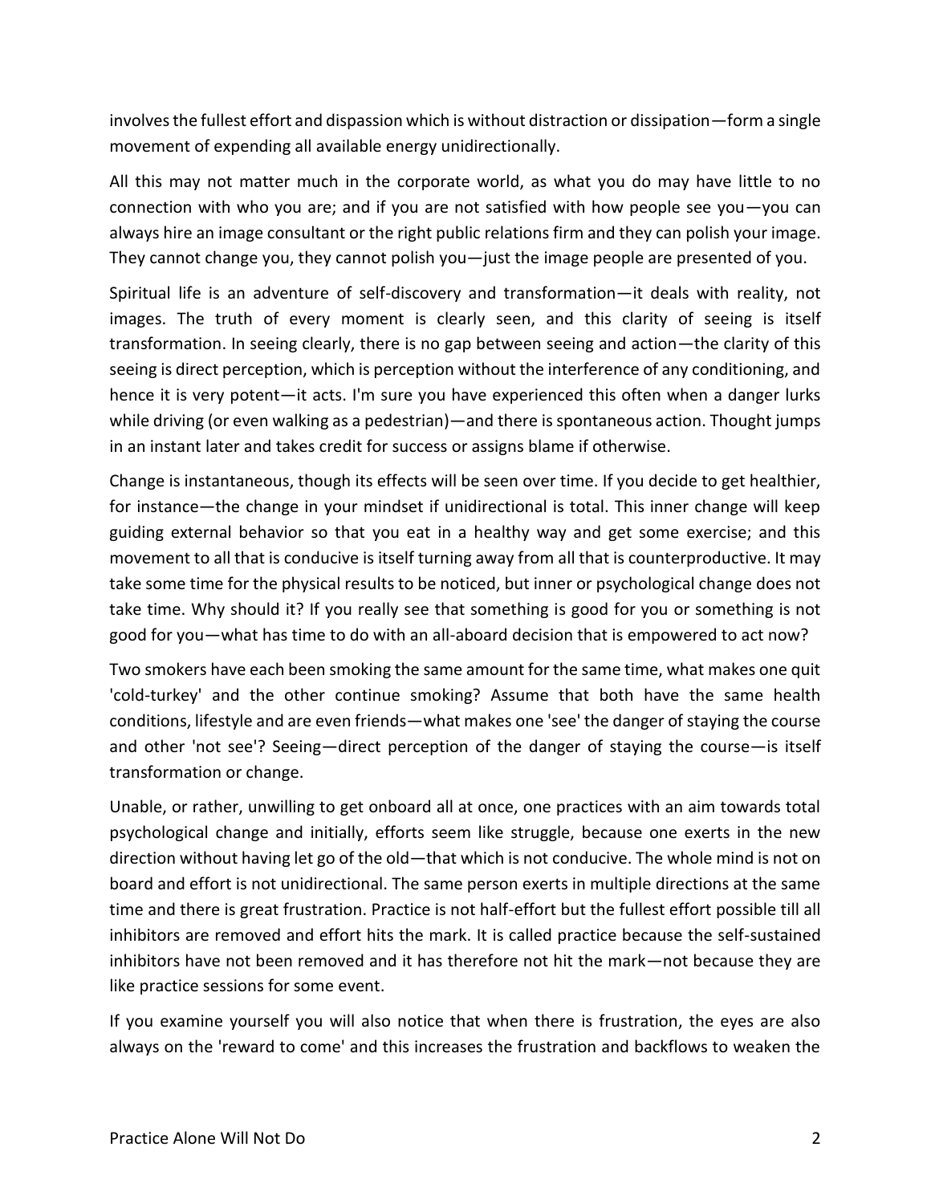involves the fullest effort and dispassion which is without distraction or dissipation—form a single movement of expending all available energy unidirectionally.

All this may not matter much in the corporate world, as what you do may have little to no connection with who you are; and if you are not satisfied with how people see you—you can always hire an image consultant or the right public relations firm and they can polish your image. They cannot change you, they cannot polish you—just the image people are presented of you.

Spiritual life is an adventure of self-discovery and transformation—it deals with reality, not images. The truth of every moment is clearly seen, and this clarity of seeing is itself transformation. In seeing clearly, there is no gap between seeing and action—the clarity of this seeing is direct perception, which is perception without the interference of any conditioning, and hence it is very potent—it acts. I'm sure you have experienced this often when a danger lurks while driving (or even walking as a pedestrian)—and there is spontaneous action. Thought jumps in an instant later and takes credit for success or assigns blame if otherwise.

Change is instantaneous, though its effects will be seen over time. If you decide to get healthier, for instance—the change in your mindset if unidirectional is total. This inner change will keep guiding external behavior so that you eat in a healthy way and get some exercise; and this movement to all that is conducive is itself turning away from all that is counterproductive. It may take some time for the physical results to be noticed, but inner or psychological change does not take time. Why should it? If you really see that something is good for you or something is not good for you—what has time to do with an all-aboard decision that is empowered to act now?

Two smokers have each been smoking the same amount for the same time, what makes one quit 'cold-turkey' and the other continue smoking? Assume that both have the same health conditions, lifestyle and are even friends—what makes one 'see' the danger of staying the course and other 'not see'? Seeing—direct perception of the danger of staying the course—is itself transformation or change.

Unable, or rather, unwilling to get onboard all at once, one practices with an aim towards total psychological change and initially, efforts seem like struggle, because one exerts in the new direction without having let go of the old—that which is not conducive. The whole mind is not on board and effort is not unidirectional. The same person exerts in multiple directions at the same time and there is great frustration. Practice is not half-effort but the fullest effort possible till all inhibitors are removed and effort hits the mark. It is called practice because the self-sustained inhibitors have not been removed and it has therefore not hit the mark—not because they are like practice sessions for some event.

If you examine yourself you will also notice that when there is frustration, the eyes are also always on the 'reward to come' and this increases the frustration and backflows to weaken the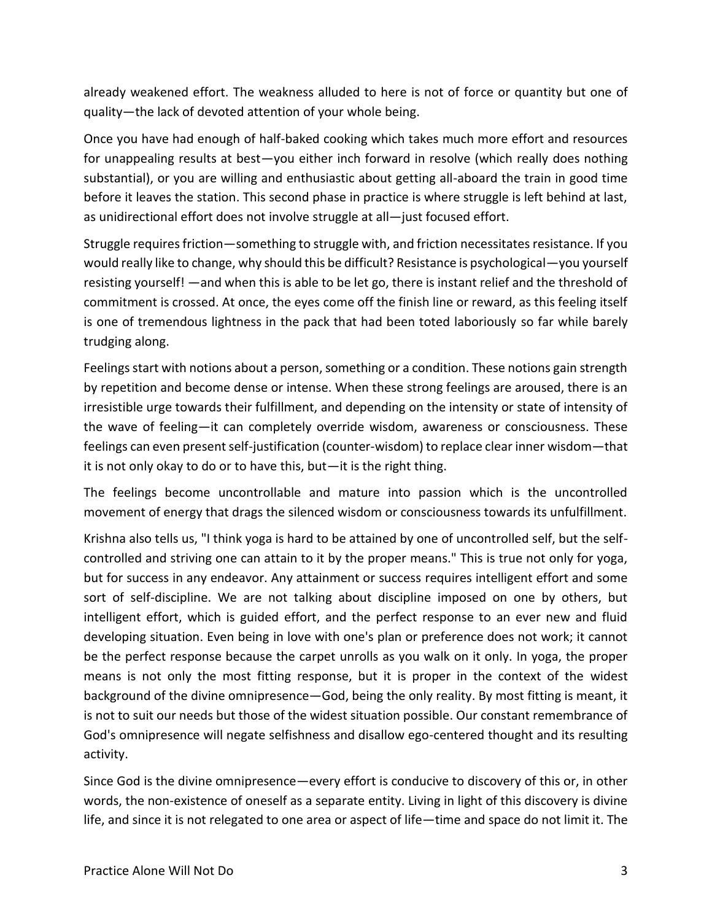already weakened effort. The weakness alluded to here is not of force or quantity but one of quality—the lack of devoted attention of your whole being.

Once you have had enough of half-baked cooking which takes much more effort and resources for unappealing results at best—you either inch forward in resolve (which really does nothing substantial), or you are willing and enthusiastic about getting all-aboard the train in good time before it leaves the station. This second phase in practice is where struggle is left behind at last, as unidirectional effort does not involve struggle at all—just focused effort.

Struggle requires friction—something to struggle with, and friction necessitates resistance. If you would really like to change, why should this be difficult? Resistance is psychological—you yourself resisting yourself! —and when this is able to be let go, there is instant relief and the threshold of commitment is crossed. At once, the eyes come off the finish line or reward, as this feeling itself is one of tremendous lightness in the pack that had been toted laboriously so far while barely trudging along.

Feelings start with notions about a person, something or a condition. These notions gain strength by repetition and become dense or intense. When these strong feelings are aroused, there is an irresistible urge towards their fulfillment, and depending on the intensity or state of intensity of the wave of feeling—it can completely override wisdom, awareness or consciousness. These feelings can even present self-justification (counter-wisdom) to replace clear inner wisdom—that it is not only okay to do or to have this, but—it is the right thing.

The feelings become uncontrollable and mature into passion which is the uncontrolled movement of energy that drags the silenced wisdom or consciousness towards its unfulfillment.

Krishna also tells us, "I think yoga is hard to be attained by one of uncontrolled self, but the self-controlled and striving one can attain to it by the proper means." This is true not only for yoga, but for success in any endeavor. Any attainment or success requires intelligent effort and some sort of self-discipline. We are not talking about discipline imposed on one by others, but intelligent effort, which is guided effort, and the perfect response to an ever new and fluid developing situation. Even being in love with one's plan or preference does not work; it cannot be the perfect response because the carpet unrolls as you walk on it only. In yoga, the proper means is not only the most fitting response, but it is proper in the context of the widest background of the divine omnipresence—God, being the only reality. By most fitting is meant, it is not to suit our needs but those of the widest situation possible. Our constant remembrance of God's omnipresence will negate selfishness and disallow ego-centered thought and its resulting activity.

Since God is the divine omnipresence—every effort is conducive to discovery of this or, in other words, the non-existence of oneself as a separate entity. Living in light of this discovery is divine life, and since it is not relegated to one area or aspect of life—time and space do not limit it. The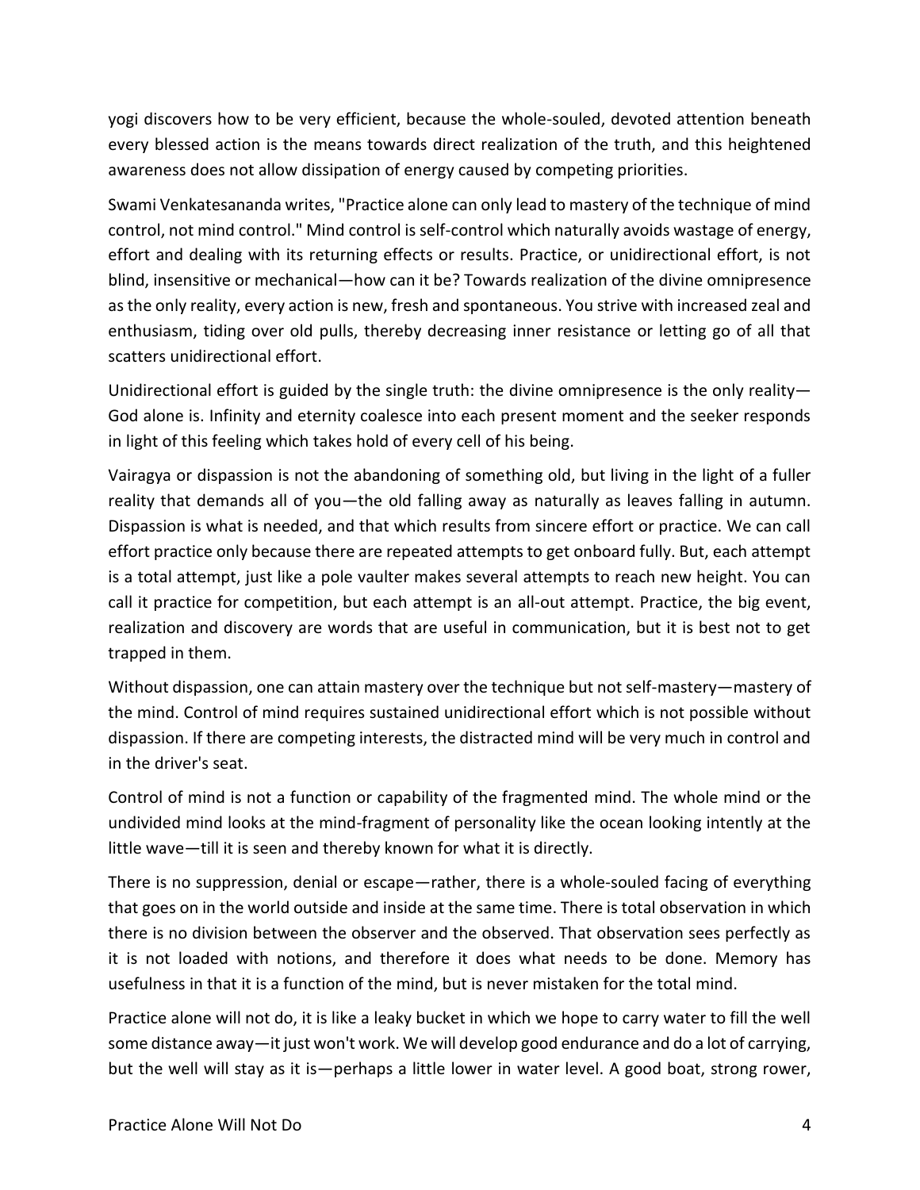yogi discovers how to be very efficient, because the whole-souled, devoted attention beneath every blessed action is the means towards direct realization of the truth, and this heightened awareness does not allow dissipation of energy caused by competing priorities.

Swami Venkatesananda writes, "Practice alone can only lead to mastery of the technique of mind control, not mind control." Mind control is self-control which naturally avoids wastage of energy, effort and dealing with its returning effects or results. Practice, or unidirectional effort, is not blind, insensitive or mechanical—how can it be? Towards realization of the divine omnipresence as the only reality, every action is new, fresh and spontaneous. You strive with increased zeal and enthusiasm, tiding over old pulls, thereby decreasing inner resistance or letting go of all that scatters unidirectional effort.

Unidirectional effort is guided by the single truth: the divine omnipresence is the only reality—God alone is. Infinity and eternity coalesce into each present moment and the seeker responds in light of this feeling which takes hold of every cell of his being.

Vairagya or dispassion is not the abandoning of something old, but living in the light of a fuller reality that demands all of you—the old falling away as naturally as leaves falling in autumn. Dispassion is what is needed, and that which results from sincere effort or practice. We can call effort practice only because there are repeated attempts to get onboard fully. But, each attempt is a total attempt, just like a pole vaulter makes several attempts to reach new height. You can call it practice for competition, but each attempt is an all-out attempt. Practice, the big event, realization and discovery are words that are useful in communication, but it is best not to get trapped in them.

Without dispassion, one can attain mastery over the technique but not self-mastery—mastery of the mind. Control of mind requires sustained unidirectional effort which is not possible without dispassion. If there are competing interests, the distracted mind will be very much in control and in the driver's seat.

Control of mind is not a function or capability of the fragmented mind. The whole mind or the undivided mind looks at the mind-fragment of personality like the ocean looking intently at the little wave—till it is seen and thereby known for what it is directly.

There is no suppression, denial or escape—rather, there is a whole-souled facing of everything that goes on in the world outside and inside at the same time. There is total observation in which there is no division between the observer and the observed. That observation sees perfectly as it is not loaded with notions, and therefore it does what needs to be done. Memory has usefulness in that it is a function of the mind, but is never mistaken for the total mind.

Practice alone will not do, it is like a leaky bucket in which we hope to carry water to fill the well some distance away—it just won't work. We will develop good endurance and do a lot of carrying, but the well will stay as it is—perhaps a little lower in water level. A good boat, strong rower,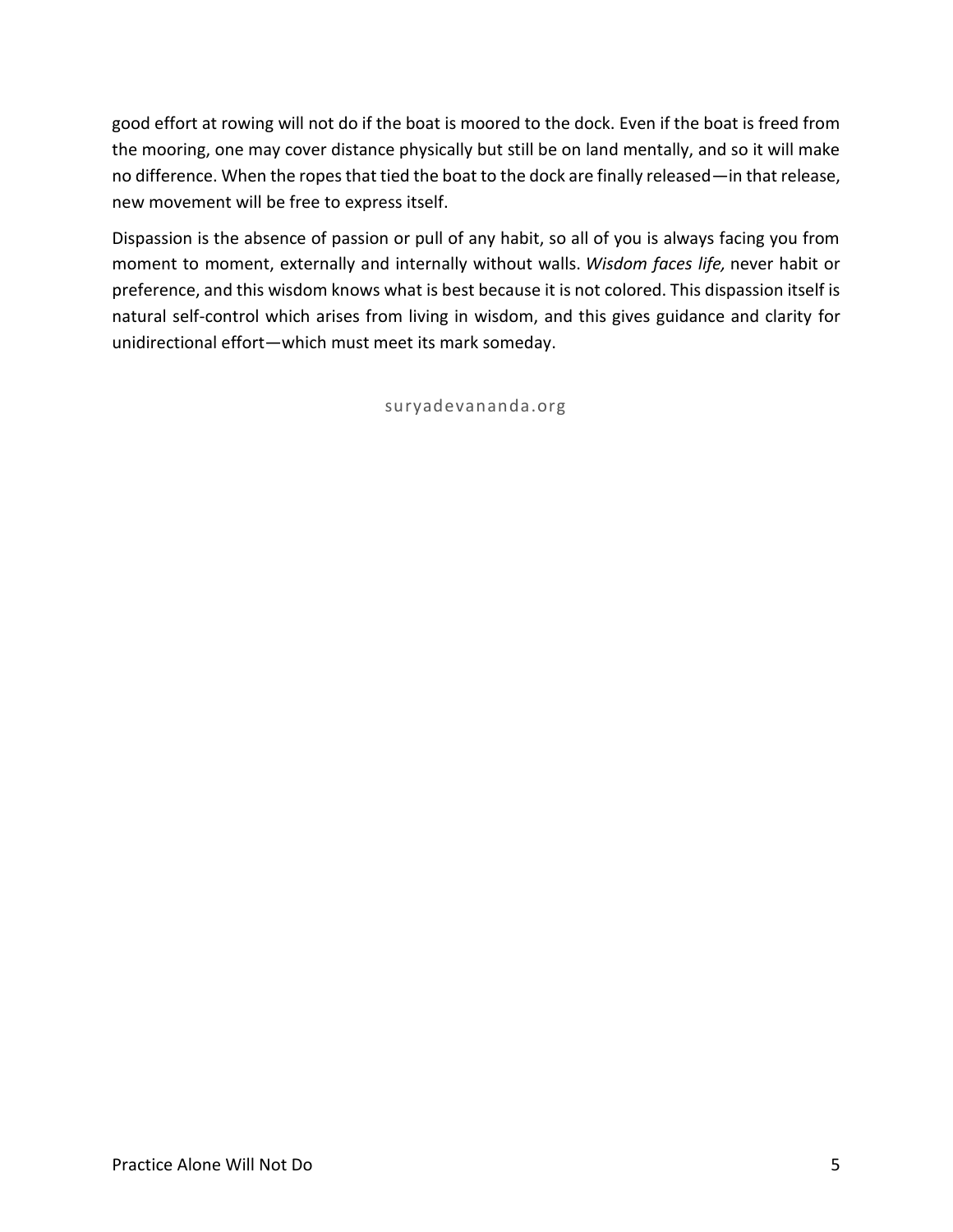good effort at rowing will not do if the boat is moored to the dock. Even if the boat is freed from the mooring, one may cover distance physically but still be on land mentally, and so it will make no difference. When the ropes that tied the boat to the dock are finally released—in that release, new movement will be free to express itself.

Dispassion is the absence of passion or pull of any habit, so all of you is always facing you from moment to moment, externally and internally without walls. *Wisdom faces life,* never habit or preference, and this wisdom knows what is best because it is not colored. This dispassion itself is natural self-control which arises from living in wisdom, and this gives guidance and clarity for unidirectional effort—which must meet its mark someday.

suryadevananda.org